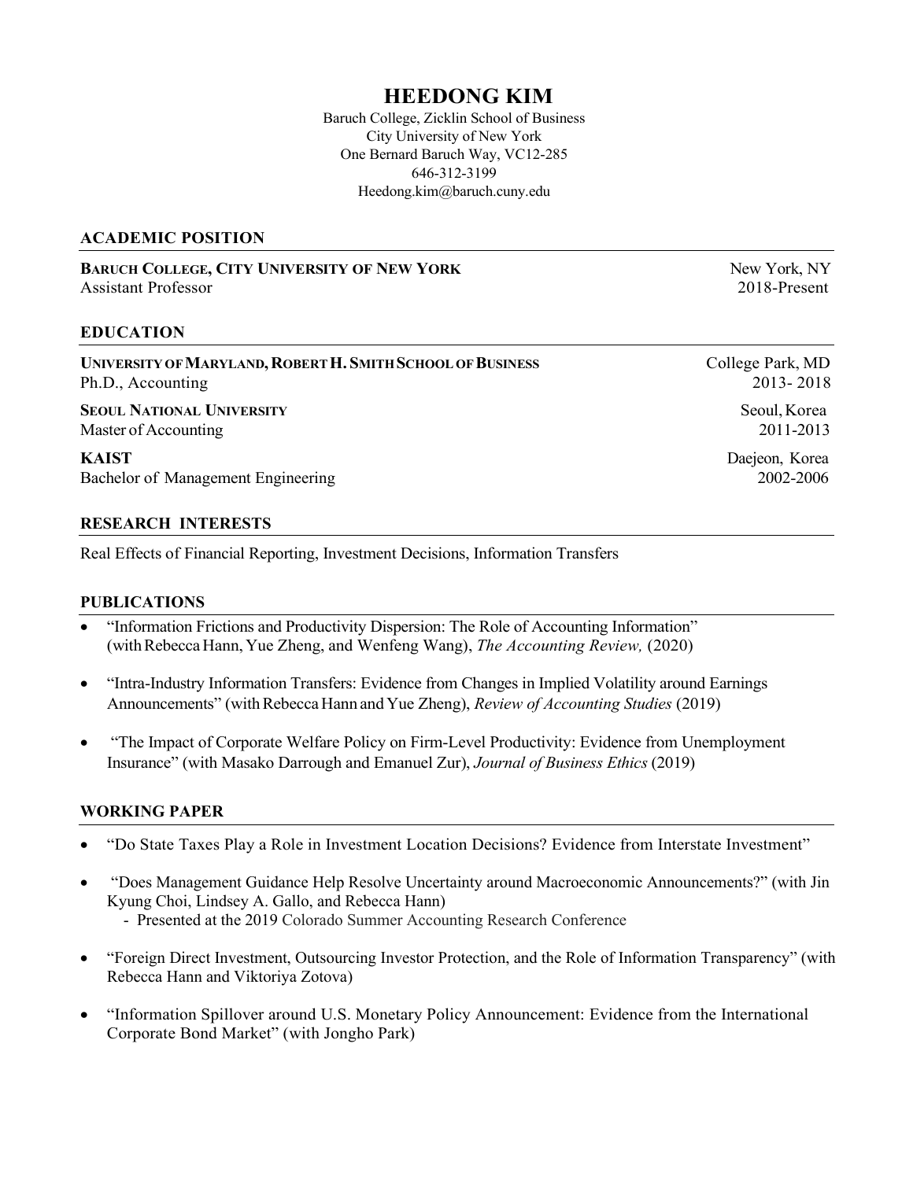# HEEDONG KIM

Baruch College, Zicklin School of Business
City University of New York
One Bernard Baruch Way, VC12-285
646-312-3199
Heedong.kim@baruch.cuny.edu

## ACADEMIC POSITION

**BARUCH COLLEGE, CITY UNIVERSITY OF NEW YORK** — New York, NY
Assistant Professor — 2018-Present

## EDUCATION

**UNIVERSITY OF MARYLAND, ROBERT H. SMITH SCHOOL OF BUSINESS** — College Park, MD
Ph.D., Accounting — 2013- 2018

**SEOUL NATIONAL UNIVERSITY** — Seoul, Korea
Master of Accounting — 2011-2013

**KAIST** — Daejeon, Korea
Bachelor of Management Engineering — 2002-2006

## RESEARCH INTERESTS

Real Effects of Financial Reporting, Investment Decisions, Information Transfers

## PUBLICATIONS

- "Information Frictions and Productivity Dispersion: The Role of Accounting Information" (with Rebecca Hann, Yue Zheng, and Wenfeng Wang), *The Accounting Review,* (2020)
- "Intra-Industry Information Transfers: Evidence from Changes in Implied Volatility around Earnings Announcements" (with Rebecca Hann and Yue Zheng), *Review of Accounting Studies* (2019)
- "The Impact of Corporate Welfare Policy on Firm-Level Productivity: Evidence from Unemployment Insurance" (with Masako Darrough and Emanuel Zur), *Journal of Business Ethics* (2019)

## WORKING PAPER

- "Do State Taxes Play a Role in Investment Location Decisions? Evidence from Interstate Investment"
- "Does Management Guidance Help Resolve Uncertainty around Macroeconomic Announcements?" (with Jin Kyung Choi, Lindsey A. Gallo, and Rebecca Hann)
  - Presented at the 2019 Colorado Summer Accounting Research Conference
- "Foreign Direct Investment, Outsourcing Investor Protection, and the Role of Information Transparency" (with Rebecca Hann and Viktoriya Zotova)
- "Information Spillover around U.S. Monetary Policy Announcement: Evidence from the International Corporate Bond Market" (with Jongho Park)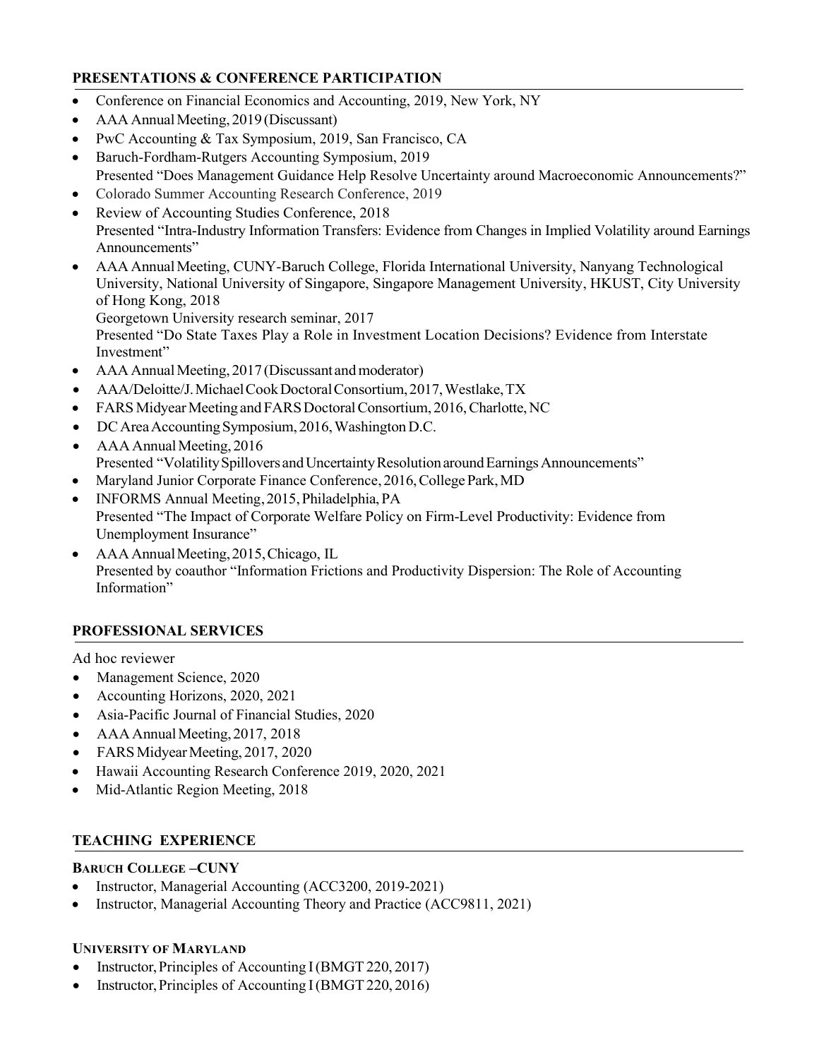## PRESENTATIONS & CONFERENCE PARTICIPATION

- Conference on Financial Economics and Accounting, 2019, New York, NY
- AAA Annual Meeting, 2019 (Discussant)
- PwC Accounting & Tax Symposium, 2019, San Francisco, CA
- Baruch-Fordham-Rutgers Accounting Symposium, 2019
  Presented "Does Management Guidance Help Resolve Uncertainty around Macroeconomic Announcements?"
- Colorado Summer Accounting Research Conference, 2019
- Review of Accounting Studies Conference, 2018
  Presented "Intra-Industry Information Transfers: Evidence from Changes in Implied Volatility around Earnings Announcements"
- AAA Annual Meeting, CUNY-Baruch College, Florida International University, Nanyang Technological University, National University of Singapore, Singapore Management University, HKUST, City University of Hong Kong, 2018
  Georgetown University research seminar, 2017
  Presented "Do State Taxes Play a Role in Investment Location Decisions? Evidence from Interstate Investment"
- AAA Annual Meeting, 2017 (Discussant and moderator)
- AAA/Deloitte/J. Michael Cook Doctoral Consortium, 2017, Westlake, TX
- FARS Midyear Meeting and FARS Doctoral Consortium, 2016, Charlotte, NC
- DC Area Accounting Symposium, 2016, Washington D.C.
- AAA Annual Meeting, 2016
  Presented "Volatility Spillovers and Uncertainty Resolution around Earnings Announcements"
- Maryland Junior Corporate Finance Conference, 2016, College Park, MD
- INFORMS Annual Meeting, 2015, Philadelphia, PA
  Presented "The Impact of Corporate Welfare Policy on Firm-Level Productivity: Evidence from Unemployment Insurance"
- AAA Annual Meeting, 2015, Chicago, IL
  Presented by coauthor "Information Frictions and Productivity Dispersion: The Role of Accounting Information"

## PROFESSIONAL SERVICES

Ad hoc reviewer

- Management Science, 2020
- Accounting Horizons, 2020, 2021
- Asia-Pacific Journal of Financial Studies, 2020
- AAA Annual Meeting, 2017, 2018
- FARS Midyear Meeting, 2017, 2020
- Hawaii Accounting Research Conference 2019, 2020, 2021
- Mid-Atlantic Region Meeting, 2018

## TEACHING EXPERIENCE

### BARUCH COLLEGE –CUNY

- Instructor, Managerial Accounting (ACC3200, 2019-2021)
- Instructor, Managerial Accounting Theory and Practice (ACC9811, 2021)

### UNIVERSITY OF MARYLAND

- Instructor, Principles of Accounting I (BMGT 220, 2017)
- Instructor, Principles of Accounting I (BMGT 220, 2016)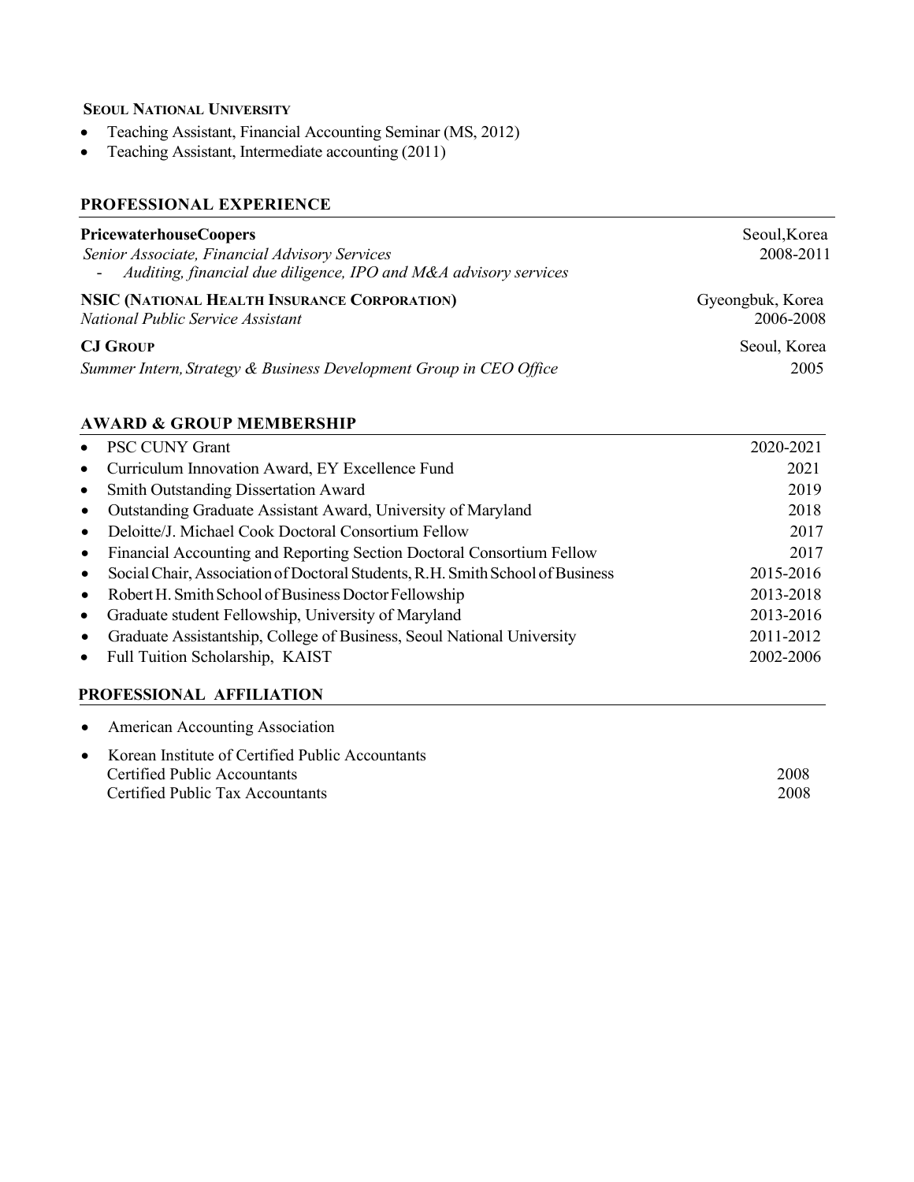**SEOUL NATIONAL UNIVERSITY**

- Teaching Assistant, Financial Accounting Seminar (MS, 2012)
- Teaching Assistant, Intermediate accounting (2011)

## PROFESSIONAL EXPERIENCE

**PricewaterhouseCoopers** Seoul,Korea
*Senior Associate, Financial Advisory Services* 2008-2011
- *Auditing, financial due diligence, IPO and M&A advisory services*

**NSIC (NATIONAL HEALTH INSURANCE CORPORATION)** Gyeongbuk, Korea
*National Public Service Assistant* 2006-2008

**CJ GROUP** Seoul, Korea
*Summer Intern, Strategy & Business Development Group in CEO Office* 2005

## AWARD & GROUP MEMBERSHIP

- PSC CUNY Grant 2020-2021
- Curriculum Innovation Award, EY Excellence Fund 2021
- Smith Outstanding Dissertation Award 2019
- Outstanding Graduate Assistant Award, University of Maryland 2018
- Deloitte/J. Michael Cook Doctoral Consortium Fellow 2017
- Financial Accounting and Reporting Section Doctoral Consortium Fellow 2017
- Social Chair, Association of Doctoral Students, R.H. Smith School of Business 2015-2016
- Robert H. Smith School of Business Doctor Fellowship 2013-2018
- Graduate student Fellowship, University of Maryland 2013-2016
- Graduate Assistantship, College of Business, Seoul National University 2011-2012
- Full Tuition Scholarship, KAIST 2002-2006

## PROFESSIONAL AFFILIATION

- American Accounting Association
- Korean Institute of Certified Public Accountants
  Certified Public Accountants 2008
  Certified Public Tax Accountants 2008